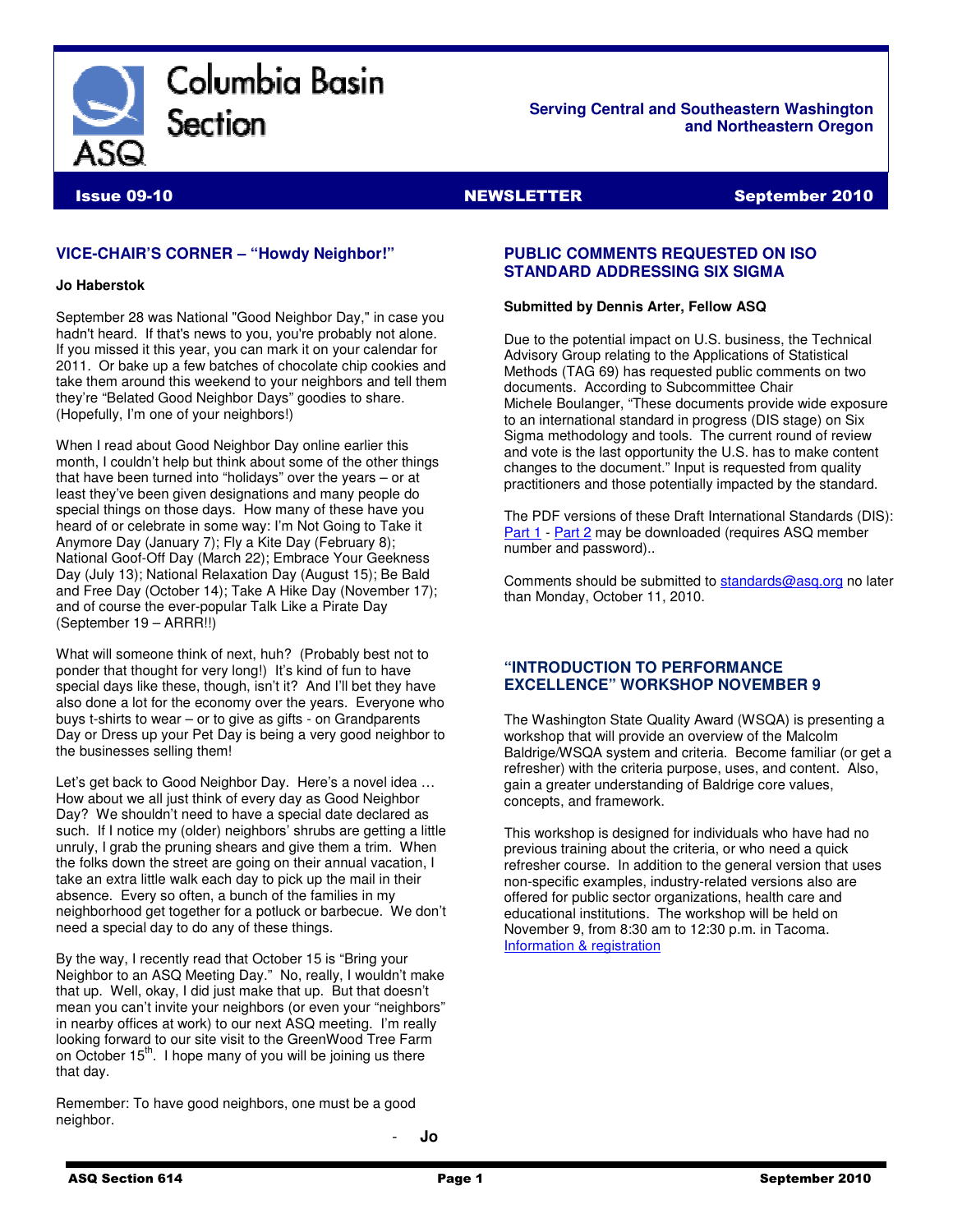# Columbia Basin Section

**Serving Central and Southeastern Washington and Northeastern Oregon**

**Issue 09-10** | **NEWSLETTER** | **September 2010**

## VICE-CHAIR'S CORNER – "Howdy Neighbor!"

**Jo Haberstok**

September 28 was National "Good Neighbor Day," in case you hadn't heard. If that's news to you, you're probably not alone. If you missed it this year, you can mark it on your calendar for 2011. Or bake up a few batches of chocolate chip cookies and take them around this weekend to your neighbors and tell them they're "Belated Good Neighbor Days" goodies to share. (Hopefully, I'm one of your neighbors!)

When I read about Good Neighbor Day online earlier this month, I couldn't help but think about some of the other things that have been turned into "holidays" over the years – or at least they've been given designations and many people do special things on those days. How many of these have you heard of or celebrate in some way: I'm Not Going to Take it Anymore Day (January 7); Fly a Kite Day (February 8); National Goof-Off Day (March 22); Embrace Your Geekness Day (July 13); National Relaxation Day (August 15); Be Bald and Free Day (October 14); Take A Hike Day (November 17); and of course the ever-popular Talk Like a Pirate Day (September 19 – ARRR!!)

What will someone think of next, huh? (Probably best not to ponder that thought for very long!) It's kind of fun to have special days like these, though, isn't it? And I'll bet they have also done a lot for the economy over the years. Everyone who buys t-shirts to wear – or to give as gifts - on Grandparents Day or Dress up your Pet Day is being a very good neighbor to the businesses selling them!

Let's get back to Good Neighbor Day. Here's a novel idea … How about we all just think of every day as Good Neighbor Day? We shouldn't need to have a special date declared as such. If I notice my (older) neighbors' shrubs are getting a little unruly, I grab the pruning shears and give them a trim. When the folks down the street are going on their annual vacation, I take an extra little walk each day to pick up the mail in their absence. Every so often, a bunch of the families in my neighborhood get together for a potluck or barbecue. We don't need a special day to do any of these things.

By the way, I recently read that October 15 is "Bring your Neighbor to an ASQ Meeting Day." No, really, I wouldn't make that up. Well, okay, I did just make that up. But that doesn't mean you can't invite your neighbors (or even your "neighbors" in nearby offices at work) to our next ASQ meeting. I'm really looking forward to our site visit to the GreenWood Tree Farm on October 15th. I hope many of you will be joining us there that day.

Remember: To have good neighbors, one must be a good neighbor.

\- **Jo**

## PUBLIC COMMENTS REQUESTED ON ISO STANDARD ADDRESSING SIX SIGMA

**Submitted by Dennis Arter, Fellow ASQ**

Due to the potential impact on U.S. business, the Technical Advisory Group relating to the Applications of Statistical Methods (TAG 69) has requested public comments on two documents. According to Subcommittee Chair Michele Boulanger, "These documents provide wide exposure to an international standard in progress (DIS stage) on Six Sigma methodology and tools. The current round of review and vote is the last opportunity the U.S. has to make content changes to the document." Input is requested from quality practitioners and those potentially impacted by the standard.

The PDF versions of these Draft International Standards (DIS): Part 1 - Part 2 may be downloaded (requires ASQ member number and password)..

Comments should be submitted to standards@asq.org no later than Monday, October 11, 2010.

## "INTRODUCTION TO PERFORMANCE EXCELLENCE" WORKSHOP NOVEMBER 9

The Washington State Quality Award (WSQA) is presenting a workshop that will provide an overview of the Malcolm Baldrige/WSQA system and criteria. Become familiar (or get a refresher) with the criteria purpose, uses, and content. Also, gain a greater understanding of Baldrige core values, concepts, and framework.

This workshop is designed for individuals who have had no previous training about the criteria, or who need a quick refresher course. In addition to the general version that uses non-specific examples, industry-related versions also are offered for public sector organizations, health care and educational institutions. The workshop will be held on November 9, from 8:30 am to 12:30 p.m. in Tacoma. Information & registration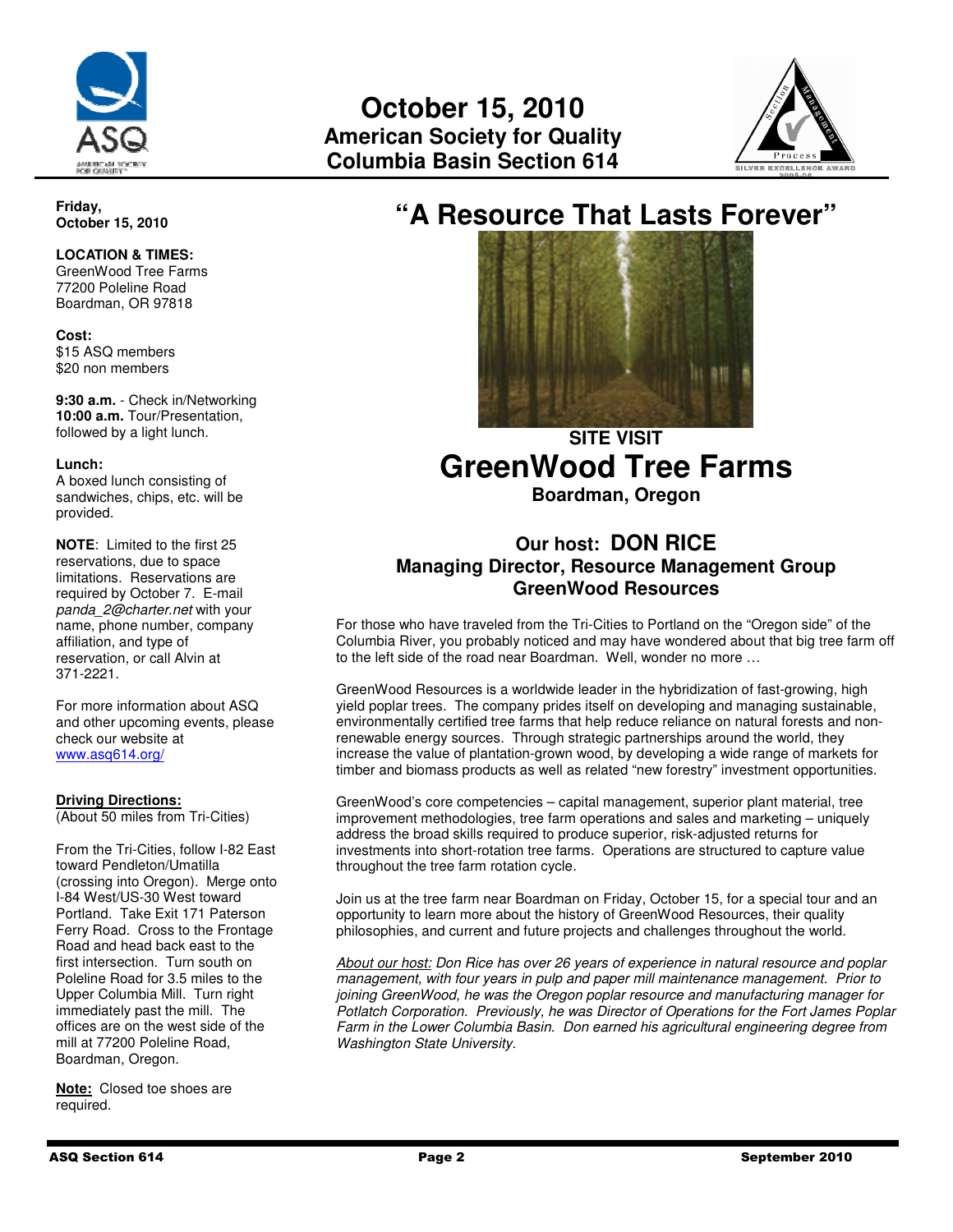# October 15, 2010
## American Society for Quality
## Columbia Basin Section 614

**Friday, October 15, 2010**

**LOCATION & TIMES:**
GreenWood Tree Farms
77200 Poleline Road
Boardman, OR 97818

**Cost:**
$15 ASQ members
$20 non members

**9:30 a.m.** - Check in/Networking
**10:00 a.m.** Tour/Presentation, followed by a light lunch.

**Lunch:**
A boxed lunch consisting of sandwiches, chips, etc. will be provided.

**NOTE**: Limited to the first 25 reservations, due to space limitations. Reservations are required by October 7. E-mail *panda_2@charter.net* with your name, phone number, company affiliation, and type of reservation, or call Alvin at 371-2221.

For more information about ASQ and other upcoming events, please check our website at www.asq614.org/

**Driving Directions:**
(About 50 miles from Tri-Cities)

From the Tri-Cities, follow I-82 East toward Pendleton/Umatilla (crossing into Oregon). Merge onto I-84 West/US-30 West toward Portland. Take Exit 171 Paterson Ferry Road. Cross to the Frontage Road and head back east to the first intersection. Turn south on Poleline Road for 3.5 miles to the Upper Columbia Mill. Turn right immediately past the mill. The offices are on the west side of the mill at 77200 Poleline Road, Boardman, Oregon.

**Note:** Closed toe shoes are required.

# "A Resource That Lasts Forever"

### SITE VISIT
# GreenWood Tree Farms
### Boardman, Oregon

### Our host: DON RICE
### Managing Director, Resource Management Group
### GreenWood Resources

For those who have traveled from the Tri-Cities to Portland on the "Oregon side" of the Columbia River, you probably noticed and may have wondered about that big tree farm off to the left side of the road near Boardman. Well, wonder no more …

GreenWood Resources is a worldwide leader in the hybridization of fast-growing, high yield poplar trees. The company prides itself on developing and managing sustainable, environmentally certified tree farms that help reduce reliance on natural forests and non-renewable energy sources. Through strategic partnerships around the world, they increase the value of plantation-grown wood, by developing a wide range of markets for timber and biomass products as well as related "new forestry" investment opportunities.

GreenWood's core competencies – capital management, superior plant material, tree improvement methodologies, tree farm operations and sales and marketing – uniquely address the broad skills required to produce superior, risk-adjusted returns for investments into short-rotation tree farms. Operations are structured to capture value throughout the tree farm rotation cycle.

Join us at the tree farm near Boardman on Friday, October 15, for a special tour and an opportunity to learn more about the history of GreenWood Resources, their quality philosophies, and current and future projects and challenges throughout the world.

*About our host: Don Rice has over 26 years of experience in natural resource and poplar management, with four years in pulp and paper mill maintenance management. Prior to joining GreenWood, he was the Oregon poplar resource and manufacturing manager for Potlatch Corporation. Previously, he was Director of Operations for the Fort James Poplar Farm in the Lower Columbia Basin. Don earned his agricultural engineering degree from Washington State University.*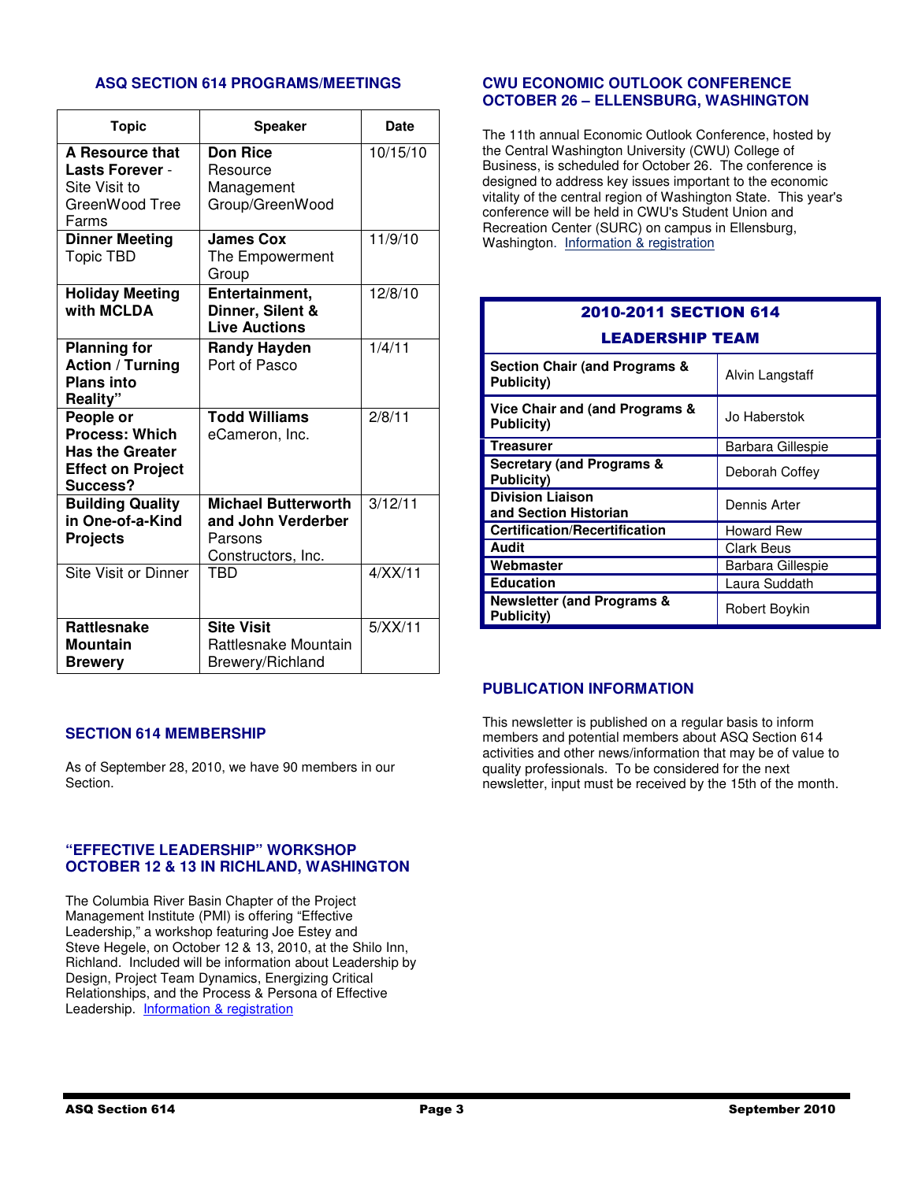## ASQ SECTION 614 PROGRAMS/MEETINGS

| Topic | Speaker | Date |
|---|---|---|
| **A Resource that Lasts Forever** - Site Visit to GreenWood Tree Farms | **Don Rice** Resource Management Group/GreenWood | 10/15/10 |
| **Dinner Meeting** Topic TBD | **James Cox** The Empowerment Group | 11/9/10 |
| **Holiday Meeting with MCLDA** | **Entertainment, Dinner, Silent & Live Auctions** | 12/8/10 |
| **Planning for Action / Turning Plans into Reality"** | **Randy Hayden** Port of Pasco | 1/4/11 |
| **People or Process: Which Has the Greater Effect on Project Success?** | **Todd Williams** eCameron, Inc. | 2/8/11 |
| **Building Quality in One-of-a-Kind Projects** | **Michael Butterworth and John Verderber** Parsons Constructors, Inc. | 3/12/11 |
| Site Visit or Dinner | TBD | 4/XX/11 |
| **Rattlesnake Mountain Brewery** | **Site Visit** Rattlesnake Mountain Brewery/Richland | 5/XX/11 |

## SECTION 614 MEMBERSHIP

As of September 28, 2010, we have 90 members in our Section.

## "EFFECTIVE LEADERSHIP" WORKSHOP OCTOBER 12 & 13 IN RICHLAND, WASHINGTON

The Columbia River Basin Chapter of the Project Management Institute (PMI) is offering "Effective Leadership," a workshop featuring Joe Estey and Steve Hegele, on October 12 & 13, 2010, at the Shilo Inn, Richland. Included will be information about Leadership by Design, Project Team Dynamics, Energizing Critical Relationships, and the Process & Persona of Effective Leadership. Information & registration

## CWU ECONOMIC OUTLOOK CONFERENCE OCTOBER 26 – ELLENSBURG, WASHINGTON

The 11th annual Economic Outlook Conference, hosted by the Central Washington University (CWU) College of Business, is scheduled for October 26. The conference is designed to address key issues important to the economic vitality of the central region of Washington State. This year's conference will be held in CWU's Student Union and Recreation Center (SURC) on campus in Ellensburg, Washington. Information & registration

## 2010-2011 SECTION 614 LEADERSHIP TEAM

| | |
|---|---|
| **Section Chair (and Programs & Publicity)** | Alvin Langstaff |
| **Vice Chair and (and Programs & Publicity)** | Jo Haberstok |
| **Treasurer** | Barbara Gillespie |
| **Secretary (and Programs & Publicity)** | Deborah Coffey |
| **Division Liaison and Section Historian** | Dennis Arter |
| **Certification/Recertification** | Howard Rew |
| **Audit** | Clark Beus |
| **Webmaster** | Barbara Gillespie |
| **Education** | Laura Suddath |
| **Newsletter (and Programs & Publicity)** | Robert Boykin |

## PUBLICATION INFORMATION

This newsletter is published on a regular basis to inform members and potential members about ASQ Section 614 activities and other news/information that may be of value to quality professionals. To be considered for the next newsletter, input must be received by the 15th of the month.